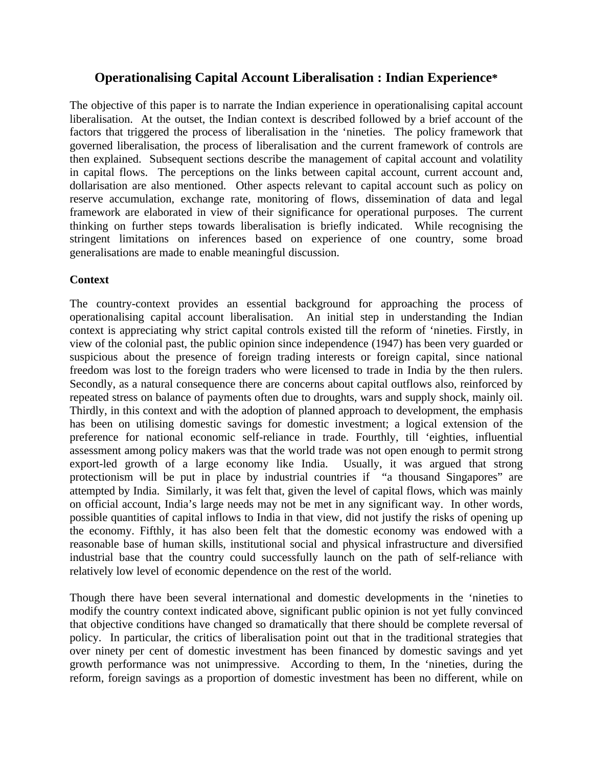# Operationalising Capital Account Liberalisation : Indian Experience*

The objective of this paper is to narrate the Indian experience in operationalising capital account liberalisation. At the outset, the Indian context is described followed by a brief account of the factors that triggered the process of liberalisation in the 'nineties. The policy framework that governed liberalisation, the process of liberalisation and the current framework of controls are then explained. Subsequent sections describe the management of capital account and volatility in capital flows. The perceptions on the links between capital account, current account and, dollarisation are also mentioned. Other aspects relevant to capital account such as policy on reserve accumulation, exchange rate, monitoring of flows, dissemination of data and legal framework are elaborated in view of their significance for operational purposes. The current thinking on further steps towards liberalisation is briefly indicated. While recognising the stringent limitations on inferences based on experience of one country, some broad generalisations are made to enable meaningful discussion.

**Context**

The country-context provides an essential background for approaching the process of operationalising capital account liberalisation. An initial step in understanding the Indian context is appreciating why strict capital controls existed till the reform of 'nineties. Firstly, in view of the colonial past, the public opinion since independence (1947) has been very guarded or suspicious about the presence of foreign trading interests or foreign capital, since national freedom was lost to the foreign traders who were licensed to trade in India by the then rulers. Secondly, as a natural consequence there are concerns about capital outflows also, reinforced by repeated stress on balance of payments often due to droughts, wars and supply shock, mainly oil. Thirdly, in this context and with the adoption of planned approach to development, the emphasis has been on utilising domestic savings for domestic investment; a logical extension of the preference for national economic self-reliance in trade. Fourthly, till 'eighties, influential assessment among policy makers was that the world trade was not open enough to permit strong export-led growth of a large economy like India. Usually, it was argued that strong protectionism will be put in place by industrial countries if "a thousand Singapores" are attempted by India. Similarly, it was felt that, given the level of capital flows, which was mainly on official account, India's large needs may not be met in any significant way. In other words, possible quantities of capital inflows to India in that view, did not justify the risks of opening up the economy. Fifthly, it has also been felt that the domestic economy was endowed with a reasonable base of human skills, institutional social and physical infrastructure and diversified industrial base that the country could successfully launch on the path of self-reliance with relatively low level of economic dependence on the rest of the world.

Though there have been several international and domestic developments in the 'nineties to modify the country context indicated above, significant public opinion is not yet fully convinced that objective conditions have changed so dramatically that there should be complete reversal of policy. In particular, the critics of liberalisation point out that in the traditional strategies that over ninety per cent of domestic investment has been financed by domestic savings and yet growth performance was not unimpressive. According to them, In the 'nineties, during the reform, foreign savings as a proportion of domestic investment has been no different, while on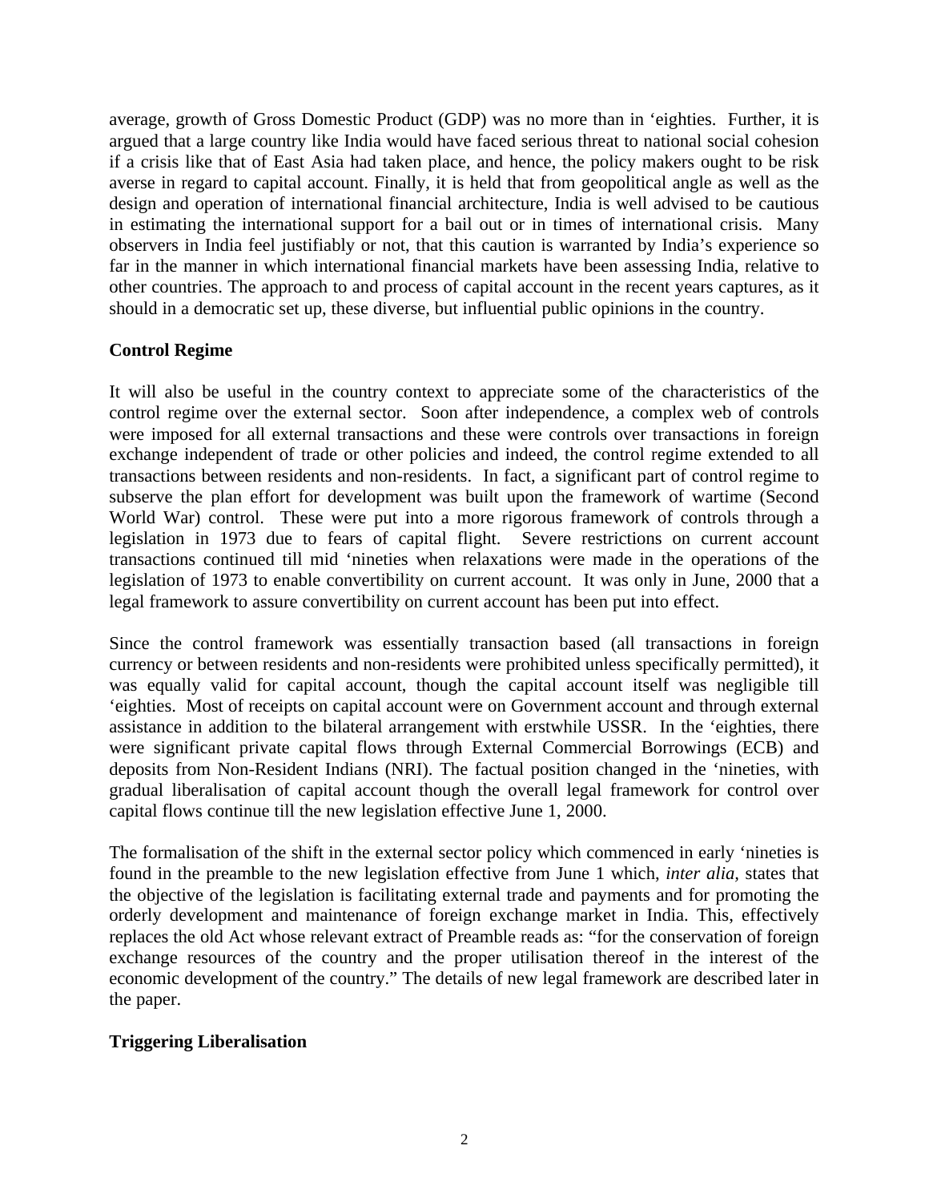average, growth of Gross Domestic Product (GDP) was no more than in 'eighties. Further, it is argued that a large country like India would have faced serious threat to national social cohesion if a crisis like that of East Asia had taken place, and hence, the policy makers ought to be risk averse in regard to capital account. Finally, it is held that from geopolitical angle as well as the design and operation of international financial architecture, India is well advised to be cautious in estimating the international support for a bail out or in times of international crisis. Many observers in India feel justifiably or not, that this caution is warranted by India's experience so far in the manner in which international financial markets have been assessing India, relative to other countries. The approach to and process of capital account in the recent years captures, as it should in a democratic set up, these diverse, but influential public opinions in the country.

**Control Regime**

It will also be useful in the country context to appreciate some of the characteristics of the control regime over the external sector. Soon after independence, a complex web of controls were imposed for all external transactions and these were controls over transactions in foreign exchange independent of trade or other policies and indeed, the control regime extended to all transactions between residents and non-residents. In fact, a significant part of control regime to subserve the plan effort for development was built upon the framework of wartime (Second World War) control. These were put into a more rigorous framework of controls through a legislation in 1973 due to fears of capital flight. Severe restrictions on current account transactions continued till mid 'nineties when relaxations were made in the operations of the legislation of 1973 to enable convertibility on current account. It was only in June, 2000 that a legal framework to assure convertibility on current account has been put into effect.

Since the control framework was essentially transaction based (all transactions in foreign currency or between residents and non-residents were prohibited unless specifically permitted), it was equally valid for capital account, though the capital account itself was negligible till 'eighties. Most of receipts on capital account were on Government account and through external assistance in addition to the bilateral arrangement with erstwhile USSR. In the 'eighties, there were significant private capital flows through External Commercial Borrowings (ECB) and deposits from Non-Resident Indians (NRI). The factual position changed in the 'nineties, with gradual liberalisation of capital account though the overall legal framework for control over capital flows continue till the new legislation effective June 1, 2000.

The formalisation of the shift in the external sector policy which commenced in early 'nineties is found in the preamble to the new legislation effective from June 1 which, *inter alia,* states that the objective of the legislation is facilitating external trade and payments and for promoting the orderly development and maintenance of foreign exchange market in India. This, effectively replaces the old Act whose relevant extract of Preamble reads as: "for the conservation of foreign exchange resources of the country and the proper utilisation thereof in the interest of the economic development of the country." The details of new legal framework are described later in the paper.

**Triggering Liberalisation**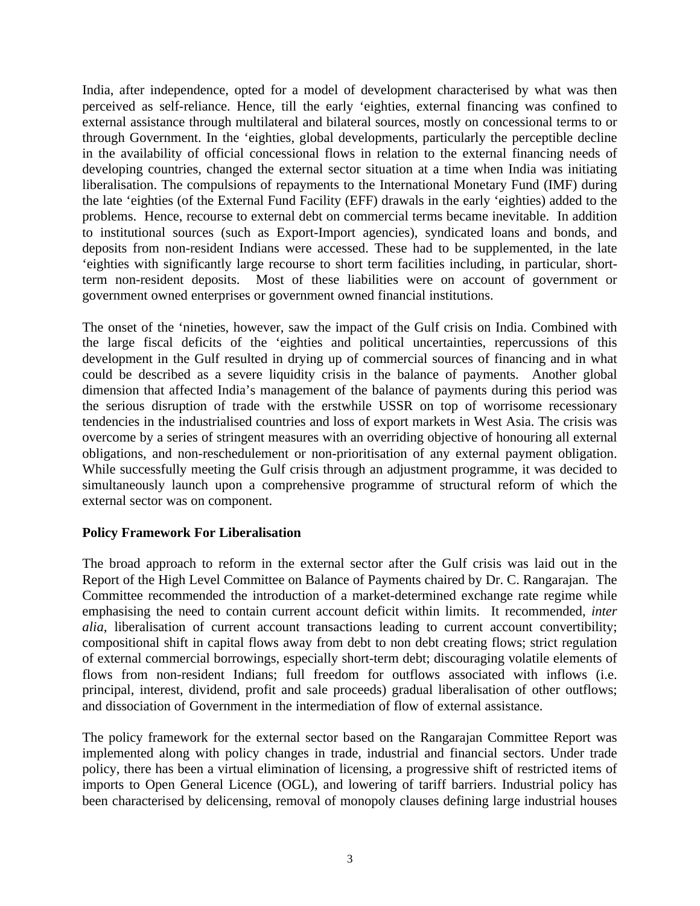India, after independence, opted for a model of development characterised by what was then perceived as self-reliance. Hence, till the early 'eighties, external financing was confined to external assistance through multilateral and bilateral sources, mostly on concessional terms to or through Government. In the 'eighties, global developments, particularly the perceptible decline in the availability of official concessional flows in relation to the external financing needs of developing countries, changed the external sector situation at a time when India was initiating liberalisation. The compulsions of repayments to the International Monetary Fund (IMF) during the late 'eighties (of the External Fund Facility (EFF) drawals in the early 'eighties) added to the problems. Hence, recourse to external debt on commercial terms became inevitable. In addition to institutional sources (such as Export-Import agencies), syndicated loans and bonds, and deposits from non-resident Indians were accessed. These had to be supplemented, in the late 'eighties with significantly large recourse to short term facilities including, in particular, short-term non-resident deposits. Most of these liabilities were on account of government or government owned enterprises or government owned financial institutions.

The onset of the 'nineties, however, saw the impact of the Gulf crisis on India. Combined with the large fiscal deficits of the 'eighties and political uncertainties, repercussions of this development in the Gulf resulted in drying up of commercial sources of financing and in what could be described as a severe liquidity crisis in the balance of payments. Another global dimension that affected India's management of the balance of payments during this period was the serious disruption of trade with the erstwhile USSR on top of worrisome recessionary tendencies in the industrialised countries and loss of export markets in West Asia. The crisis was overcome by a series of stringent measures with an overriding objective of honouring all external obligations, and non-reschedulement or non-prioritisation of any external payment obligation. While successfully meeting the Gulf crisis through an adjustment programme, it was decided to simultaneously launch upon a comprehensive programme of structural reform of which the external sector was on component.

**Policy Framework For Liberalisation**

The broad approach to reform in the external sector after the Gulf crisis was laid out in the Report of the High Level Committee on Balance of Payments chaired by Dr. C. Rangarajan. The Committee recommended the introduction of a market-determined exchange rate regime while emphasising the need to contain current account deficit within limits. It recommended, *inter alia*, liberalisation of current account transactions leading to current account convertibility; compositional shift in capital flows away from debt to non debt creating flows; strict regulation of external commercial borrowings, especially short-term debt; discouraging volatile elements of flows from non-resident Indians; full freedom for outflows associated with inflows (i.e. principal, interest, dividend, profit and sale proceeds) gradual liberalisation of other outflows; and dissociation of Government in the intermediation of flow of external assistance.

The policy framework for the external sector based on the Rangarajan Committee Report was implemented along with policy changes in trade, industrial and financial sectors. Under trade policy, there has been a virtual elimination of licensing, a progressive shift of restricted items of imports to Open General Licence (OGL), and lowering of tariff barriers. Industrial policy has been characterised by delicensing, removal of monopoly clauses defining large industrial houses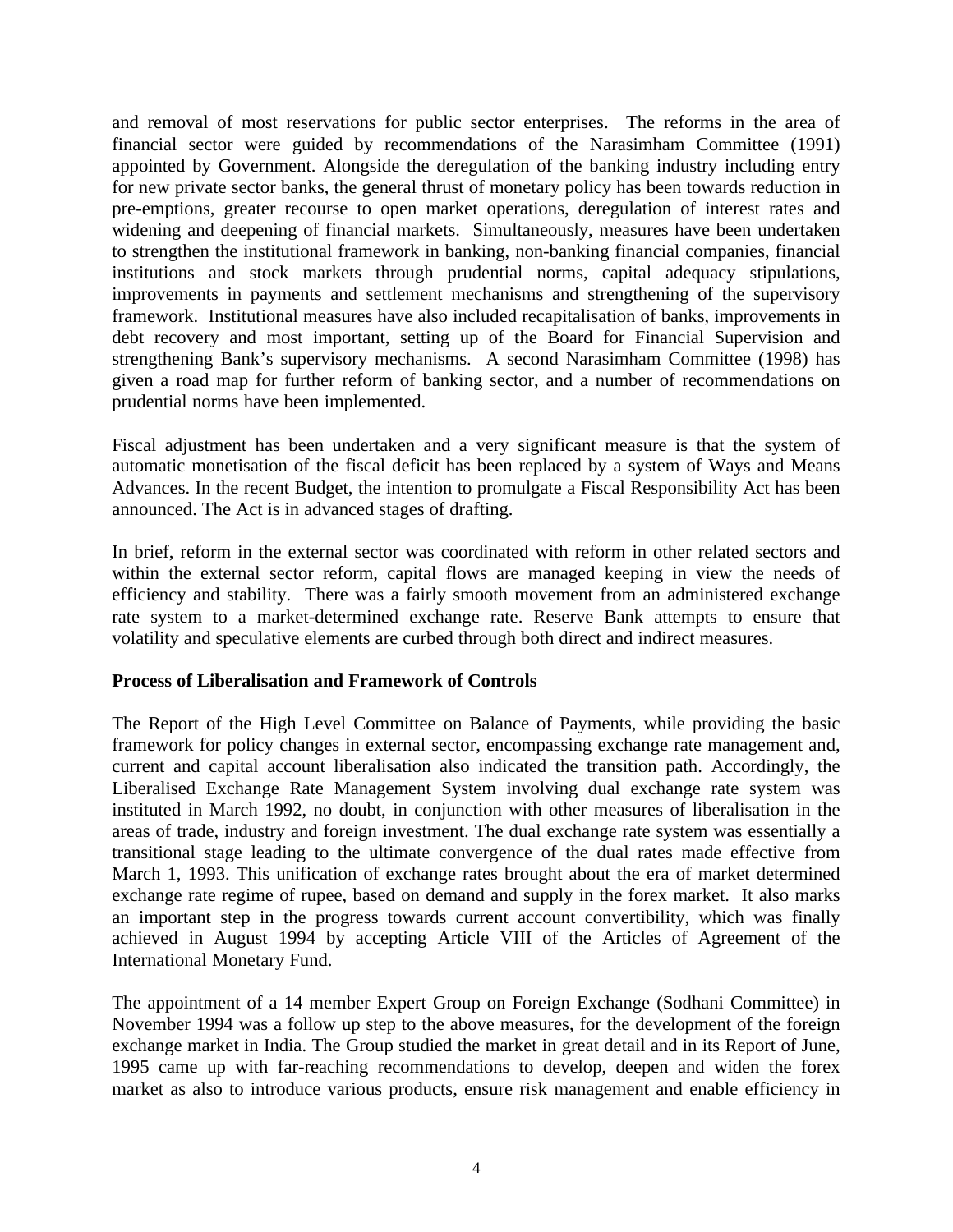and removal of most reservations for public sector enterprises. The reforms in the area of financial sector were guided by recommendations of the Narasimham Committee (1991) appointed by Government. Alongside the deregulation of the banking industry including entry for new private sector banks, the general thrust of monetary policy has been towards reduction in pre-emptions, greater recourse to open market operations, deregulation of interest rates and widening and deepening of financial markets. Simultaneously, measures have been undertaken to strengthen the institutional framework in banking, non-banking financial companies, financial institutions and stock markets through prudential norms, capital adequacy stipulations, improvements in payments and settlement mechanisms and strengthening of the supervisory framework. Institutional measures have also included recapitalisation of banks, improvements in debt recovery and most important, setting up of the Board for Financial Supervision and strengthening Bank's supervisory mechanisms. A second Narasimham Committee (1998) has given a road map for further reform of banking sector, and a number of recommendations on prudential norms have been implemented.

Fiscal adjustment has been undertaken and a very significant measure is that the system of automatic monetisation of the fiscal deficit has been replaced by a system of Ways and Means Advances. In the recent Budget, the intention to promulgate a Fiscal Responsibility Act has been announced. The Act is in advanced stages of drafting.

In brief, reform in the external sector was coordinated with reform in other related sectors and within the external sector reform, capital flows are managed keeping in view the needs of efficiency and stability. There was a fairly smooth movement from an administered exchange rate system to a market-determined exchange rate. Reserve Bank attempts to ensure that volatility and speculative elements are curbed through both direct and indirect measures.

**Process of Liberalisation and Framework of Controls**

The Report of the High Level Committee on Balance of Payments, while providing the basic framework for policy changes in external sector, encompassing exchange rate management and, current and capital account liberalisation also indicated the transition path. Accordingly, the Liberalised Exchange Rate Management System involving dual exchange rate system was instituted in March 1992, no doubt, in conjunction with other measures of liberalisation in the areas of trade, industry and foreign investment. The dual exchange rate system was essentially a transitional stage leading to the ultimate convergence of the dual rates made effective from March 1, 1993. This unification of exchange rates brought about the era of market determined exchange rate regime of rupee, based on demand and supply in the forex market. It also marks an important step in the progress towards current account convertibility, which was finally achieved in August 1994 by accepting Article VIII of the Articles of Agreement of the International Monetary Fund.

The appointment of a 14 member Expert Group on Foreign Exchange (Sodhani Committee) in November 1994 was a follow up step to the above measures, for the development of the foreign exchange market in India. The Group studied the market in great detail and in its Report of June, 1995 came up with far-reaching recommendations to develop, deepen and widen the forex market as also to introduce various products, ensure risk management and enable efficiency in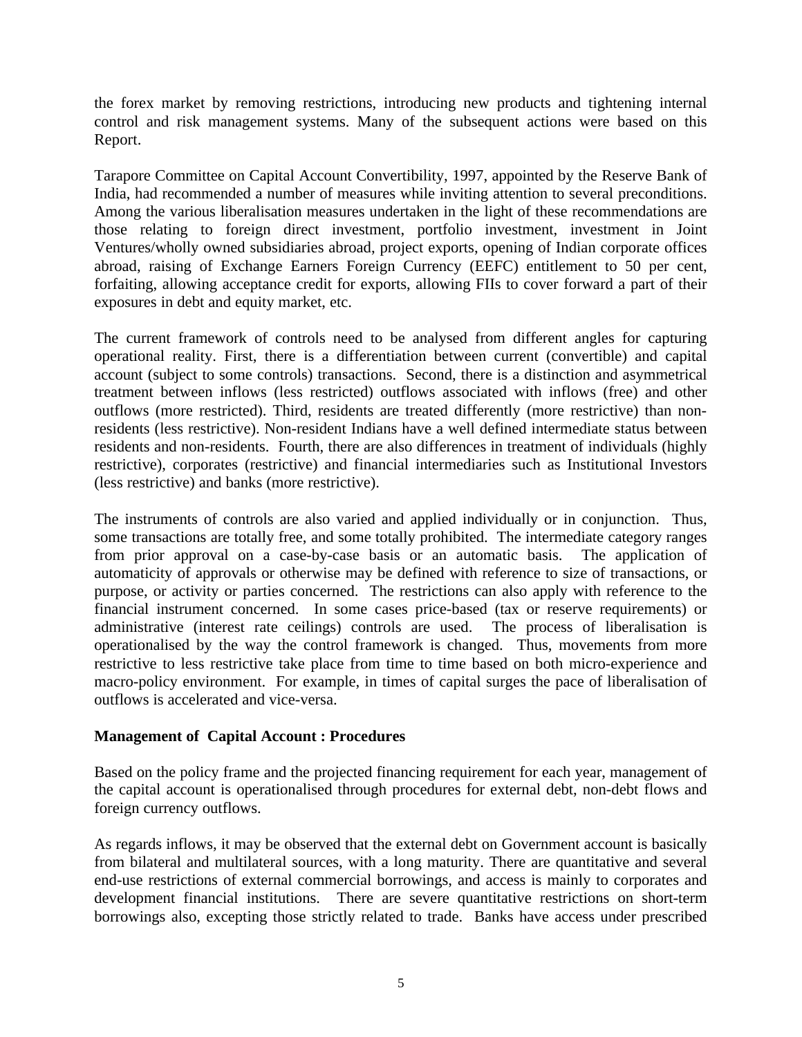the forex market by removing restrictions, introducing new products and tightening internal control and risk management systems. Many of the subsequent actions were based on this Report.

Tarapore Committee on Capital Account Convertibility, 1997, appointed by the Reserve Bank of India, had recommended a number of measures while inviting attention to several preconditions. Among the various liberalisation measures undertaken in the light of these recommendations are those relating to foreign direct investment, portfolio investment, investment in Joint Ventures/wholly owned subsidiaries abroad, project exports, opening of Indian corporate offices abroad, raising of Exchange Earners Foreign Currency (EEFC) entitlement to 50 per cent, forfaiting, allowing acceptance credit for exports, allowing FIIs to cover forward a part of their exposures in debt and equity market, etc.

The current framework of controls need to be analysed from different angles for capturing operational reality. First, there is a differentiation between current (convertible) and capital account (subject to some controls) transactions. Second, there is a distinction and asymmetrical treatment between inflows (less restricted) outflows associated with inflows (free) and other outflows (more restricted). Third, residents are treated differently (more restrictive) than non-residents (less restrictive). Non-resident Indians have a well defined intermediate status between residents and non-residents. Fourth, there are also differences in treatment of individuals (highly restrictive), corporates (restrictive) and financial intermediaries such as Institutional Investors (less restrictive) and banks (more restrictive).

The instruments of controls are also varied and applied individually or in conjunction. Thus, some transactions are totally free, and some totally prohibited. The intermediate category ranges from prior approval on a case-by-case basis or an automatic basis. The application of automaticity of approvals or otherwise may be defined with reference to size of transactions, or purpose, or activity or parties concerned. The restrictions can also apply with reference to the financial instrument concerned. In some cases price-based (tax or reserve requirements) or administrative (interest rate ceilings) controls are used. The process of liberalisation is operationalised by the way the control framework is changed. Thus, movements from more restrictive to less restrictive take place from time to time based on both micro-experience and macro-policy environment. For example, in times of capital surges the pace of liberalisation of outflows is accelerated and vice-versa.

**Management of Capital Account : Procedures**

Based on the policy frame and the projected financing requirement for each year, management of the capital account is operationalised through procedures for external debt, non-debt flows and foreign currency outflows.

As regards inflows, it may be observed that the external debt on Government account is basically from bilateral and multilateral sources, with a long maturity. There are quantitative and several end-use restrictions of external commercial borrowings, and access is mainly to corporates and development financial institutions. There are severe quantitative restrictions on short-term borrowings also, excepting those strictly related to trade. Banks have access under prescribed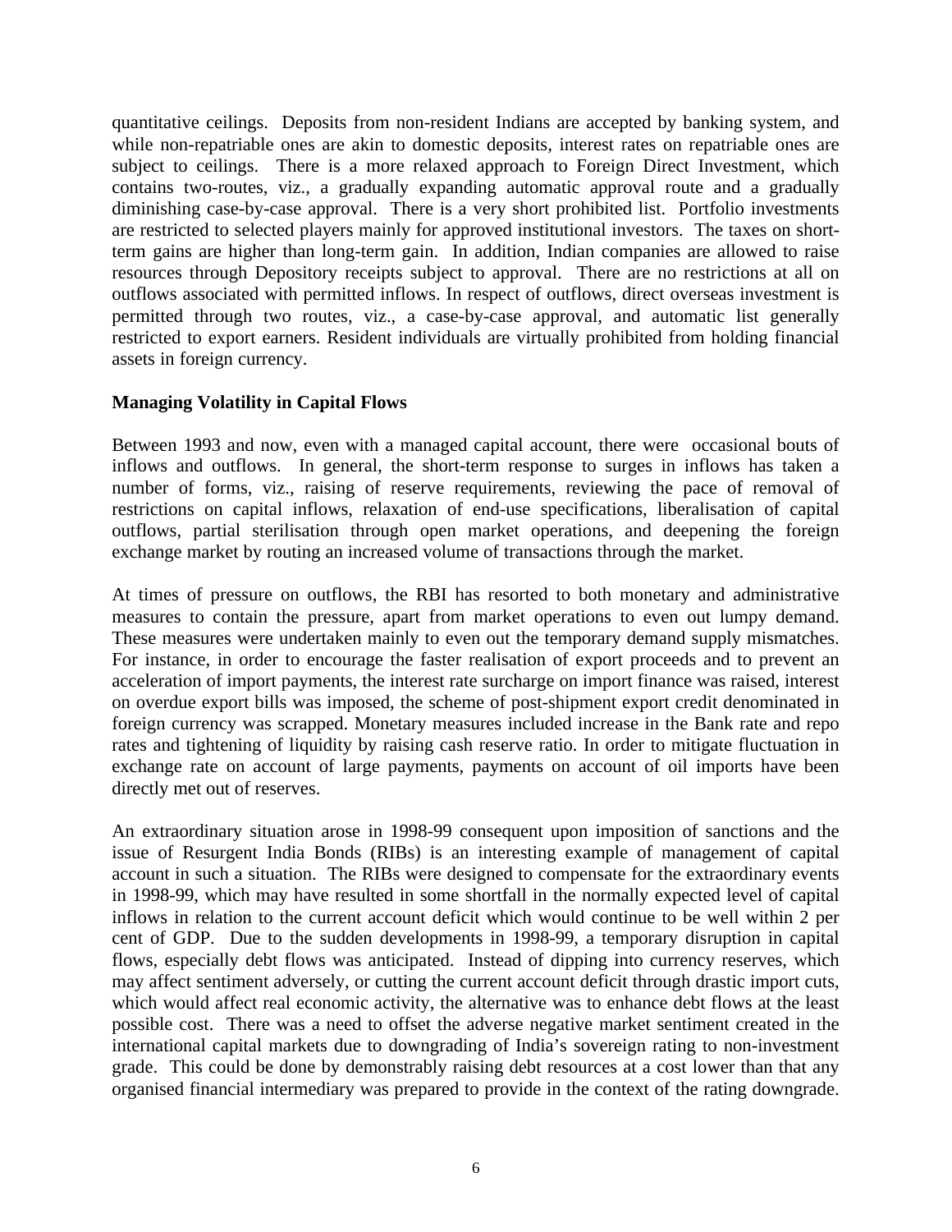quantitative ceilings. Deposits from non-resident Indians are accepted by banking system, and while non-repatriable ones are akin to domestic deposits, interest rates on repatriable ones are subject to ceilings. There is a more relaxed approach to Foreign Direct Investment, which contains two-routes, viz., a gradually expanding automatic approval route and a gradually diminishing case-by-case approval. There is a very short prohibited list. Portfolio investments are restricted to selected players mainly for approved institutional investors. The taxes on short-term gains are higher than long-term gain. In addition, Indian companies are allowed to raise resources through Depository receipts subject to approval. There are no restrictions at all on outflows associated with permitted inflows. In respect of outflows, direct overseas investment is permitted through two routes, viz., a case-by-case approval, and automatic list generally restricted to export earners. Resident individuals are virtually prohibited from holding financial assets in foreign currency.

**Managing Volatility in Capital Flows**

Between 1993 and now, even with a managed capital account, there were occasional bouts of inflows and outflows. In general, the short-term response to surges in inflows has taken a number of forms, viz., raising of reserve requirements, reviewing the pace of removal of restrictions on capital inflows, relaxation of end-use specifications, liberalisation of capital outflows, partial sterilisation through open market operations, and deepening the foreign exchange market by routing an increased volume of transactions through the market.

At times of pressure on outflows, the RBI has resorted to both monetary and administrative measures to contain the pressure, apart from market operations to even out lumpy demand. These measures were undertaken mainly to even out the temporary demand supply mismatches. For instance, in order to encourage the faster realisation of export proceeds and to prevent an acceleration of import payments, the interest rate surcharge on import finance was raised, interest on overdue export bills was imposed, the scheme of post-shipment export credit denominated in foreign currency was scrapped. Monetary measures included increase in the Bank rate and repo rates and tightening of liquidity by raising cash reserve ratio. In order to mitigate fluctuation in exchange rate on account of large payments, payments on account of oil imports have been directly met out of reserves.

An extraordinary situation arose in 1998-99 consequent upon imposition of sanctions and the issue of Resurgent India Bonds (RIBs) is an interesting example of management of capital account in such a situation. The RIBs were designed to compensate for the extraordinary events in 1998-99, which may have resulted in some shortfall in the normally expected level of capital inflows in relation to the current account deficit which would continue to be well within 2 per cent of GDP. Due to the sudden developments in 1998-99, a temporary disruption in capital flows, especially debt flows was anticipated. Instead of dipping into currency reserves, which may affect sentiment adversely, or cutting the current account deficit through drastic import cuts, which would affect real economic activity, the alternative was to enhance debt flows at the least possible cost. There was a need to offset the adverse negative market sentiment created in the international capital markets due to downgrading of India's sovereign rating to non-investment grade. This could be done by demonstrably raising debt resources at a cost lower than that any organised financial intermediary was prepared to provide in the context of the rating downgrade.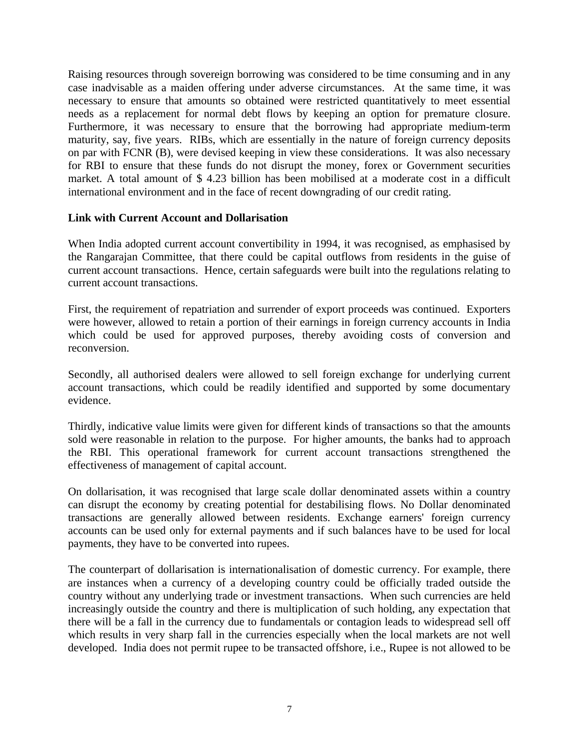Raising resources through sovereign borrowing was considered to be time consuming and in any case inadvisable as a maiden offering under adverse circumstances. At the same time, it was necessary to ensure that amounts so obtained were restricted quantitatively to meet essential needs as a replacement for normal debt flows by keeping an option for premature closure. Furthermore, it was necessary to ensure that the borrowing had appropriate medium-term maturity, say, five years. RIBs, which are essentially in the nature of foreign currency deposits on par with FCNR (B), were devised keeping in view these considerations. It was also necessary for RBI to ensure that these funds do not disrupt the money, forex or Government securities market. A total amount of $ 4.23 billion has been mobilised at a moderate cost in a difficult international environment and in the face of recent downgrading of our credit rating.

**Link with Current Account and Dollarisation**

When India adopted current account convertibility in 1994, it was recognised, as emphasised by the Rangarajan Committee, that there could be capital outflows from residents in the guise of current account transactions. Hence, certain safeguards were built into the regulations relating to current account transactions.

First, the requirement of repatriation and surrender of export proceeds was continued. Exporters were however, allowed to retain a portion of their earnings in foreign currency accounts in India which could be used for approved purposes, thereby avoiding costs of conversion and reconversion.

Secondly, all authorised dealers were allowed to sell foreign exchange for underlying current account transactions, which could be readily identified and supported by some documentary evidence.

Thirdly, indicative value limits were given for different kinds of transactions so that the amounts sold were reasonable in relation to the purpose. For higher amounts, the banks had to approach the RBI. This operational framework for current account transactions strengthened the effectiveness of management of capital account.

On dollarisation, it was recognised that large scale dollar denominated assets within a country can disrupt the economy by creating potential for destabilising flows. No Dollar denominated transactions are generally allowed between residents. Exchange earners' foreign currency accounts can be used only for external payments and if such balances have to be used for local payments, they have to be converted into rupees.

The counterpart of dollarisation is internationalisation of domestic currency. For example, there are instances when a currency of a developing country could be officially traded outside the country without any underlying trade or investment transactions. When such currencies are held increasingly outside the country and there is multiplication of such holding, any expectation that there will be a fall in the currency due to fundamentals or contagion leads to widespread sell off which results in very sharp fall in the currencies especially when the local markets are not well developed. India does not permit rupee to be transacted offshore, i.e., Rupee is not allowed to be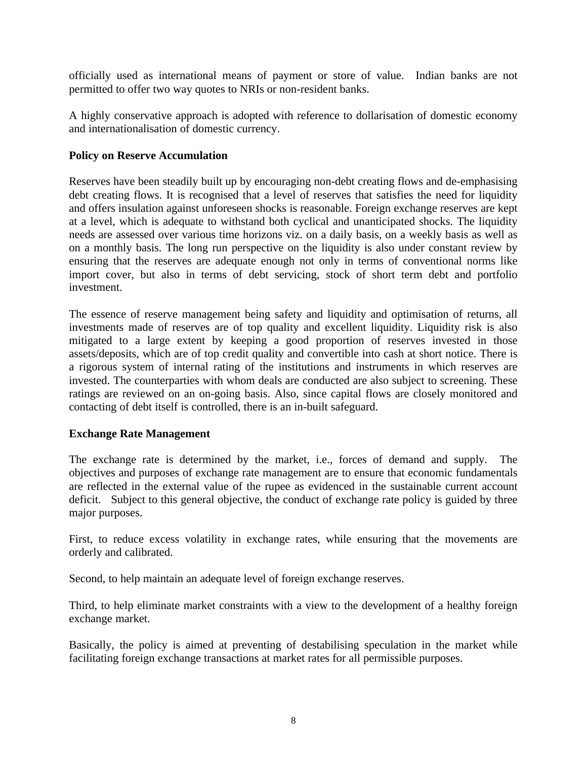officially used as international means of payment or store of value. Indian banks are not permitted to offer two way quotes to NRIs or non-resident banks.

A highly conservative approach is adopted with reference to dollarisation of domestic economy and internationalisation of domestic currency.

**Policy on Reserve Accumulation**

Reserves have been steadily built up by encouraging non-debt creating flows and de-emphasising debt creating flows. It is recognised that a level of reserves that satisfies the need for liquidity and offers insulation against unforeseen shocks is reasonable. Foreign exchange reserves are kept at a level, which is adequate to withstand both cyclical and unanticipated shocks. The liquidity needs are assessed over various time horizons viz. on a daily basis, on a weekly basis as well as on a monthly basis. The long run perspective on the liquidity is also under constant review by ensuring that the reserves are adequate enough not only in terms of conventional norms like import cover, but also in terms of debt servicing, stock of short term debt and portfolio investment.

The essence of reserve management being safety and liquidity and optimisation of returns, all investments made of reserves are of top quality and excellent liquidity. Liquidity risk is also mitigated to a large extent by keeping a good proportion of reserves invested in those assets/deposits, which are of top credit quality and convertible into cash at short notice. There is a rigorous system of internal rating of the institutions and instruments in which reserves are invested. The counterparties with whom deals are conducted are also subject to screening. These ratings are reviewed on an on-going basis. Also, since capital flows are closely monitored and contacting of debt itself is controlled, there is an in-built safeguard.

**Exchange Rate Management**

The exchange rate is determined by the market, i.e., forces of demand and supply. The objectives and purposes of exchange rate management are to ensure that economic fundamentals are reflected in the external value of the rupee as evidenced in the sustainable current account deficit. Subject to this general objective, the conduct of exchange rate policy is guided by three major purposes.

First, to reduce excess volatility in exchange rates, while ensuring that the movements are orderly and calibrated.

Second, to help maintain an adequate level of foreign exchange reserves.

Third, to help eliminate market constraints with a view to the development of a healthy foreign exchange market.

Basically, the policy is aimed at preventing of destabilising speculation in the market while facilitating foreign exchange transactions at market rates for all permissible purposes.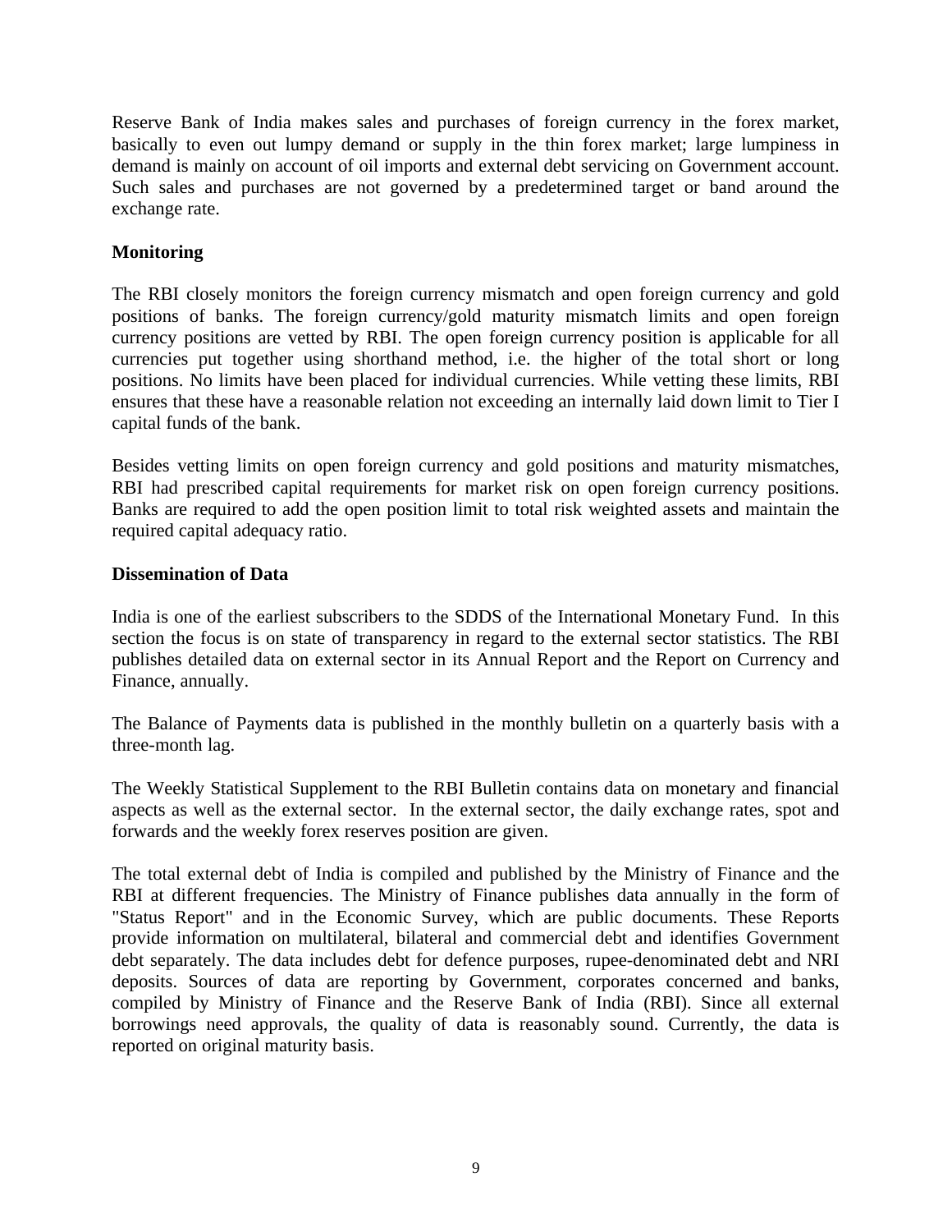Reserve Bank of India makes sales and purchases of foreign currency in the forex market, basically to even out lumpy demand or supply in the thin forex market; large lumpiness in demand is mainly on account of oil imports and external debt servicing on Government account. Such sales and purchases are not governed by a predetermined target or band around the exchange rate.

**Monitoring**

The RBI closely monitors the foreign currency mismatch and open foreign currency and gold positions of banks. The foreign currency/gold maturity mismatch limits and open foreign currency positions are vetted by RBI. The open foreign currency position is applicable for all currencies put together using shorthand method, i.e. the higher of the total short or long positions. No limits have been placed for individual currencies. While vetting these limits, RBI ensures that these have a reasonable relation not exceeding an internally laid down limit to Tier I capital funds of the bank.

Besides vetting limits on open foreign currency and gold positions and maturity mismatches, RBI had prescribed capital requirements for market risk on open foreign currency positions. Banks are required to add the open position limit to total risk weighted assets and maintain the required capital adequacy ratio.

**Dissemination of Data**

India is one of the earliest subscribers to the SDDS of the International Monetary Fund. In this section the focus is on state of transparency in regard to the external sector statistics. The RBI publishes detailed data on external sector in its Annual Report and the Report on Currency and Finance, annually.

The Balance of Payments data is published in the monthly bulletin on a quarterly basis with a three-month lag.

The Weekly Statistical Supplement to the RBI Bulletin contains data on monetary and financial aspects as well as the external sector. In the external sector, the daily exchange rates, spot and forwards and the weekly forex reserves position are given.

The total external debt of India is compiled and published by the Ministry of Finance and the RBI at different frequencies. The Ministry of Finance publishes data annually in the form of "Status Report" and in the Economic Survey, which are public documents. These Reports provide information on multilateral, bilateral and commercial debt and identifies Government debt separately. The data includes debt for defence purposes, rupee-denominated debt and NRI deposits. Sources of data are reporting by Government, corporates concerned and banks, compiled by Ministry of Finance and the Reserve Bank of India (RBI). Since all external borrowings need approvals, the quality of data is reasonably sound. Currently, the data is reported on original maturity basis.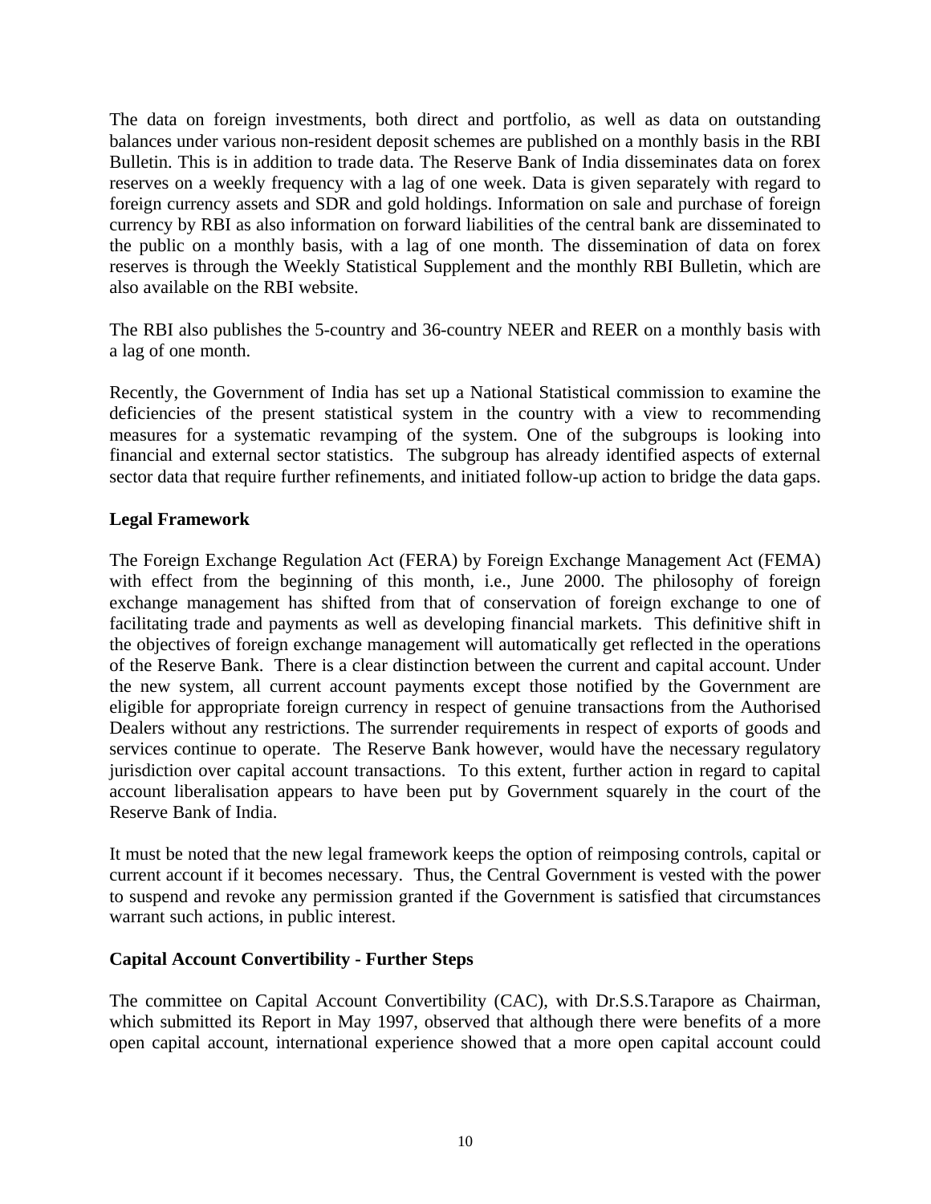The data on foreign investments, both direct and portfolio, as well as data on outstanding balances under various non-resident deposit schemes are published on a monthly basis in the RBI Bulletin. This is in addition to trade data. The Reserve Bank of India disseminates data on forex reserves on a weekly frequency with a lag of one week. Data is given separately with regard to foreign currency assets and SDR and gold holdings. Information on sale and purchase of foreign currency by RBI as also information on forward liabilities of the central bank are disseminated to the public on a monthly basis, with a lag of one month. The dissemination of data on forex reserves is through the Weekly Statistical Supplement and the monthly RBI Bulletin, which are also available on the RBI website.

The RBI also publishes the 5-country and 36-country NEER and REER on a monthly basis with a lag of one month.

Recently, the Government of India has set up a National Statistical commission to examine the deficiencies of the present statistical system in the country with a view to recommending measures for a systematic revamping of the system. One of the subgroups is looking into financial and external sector statistics. The subgroup has already identified aspects of external sector data that require further refinements, and initiated follow-up action to bridge the data gaps.

**Legal Framework**

The Foreign Exchange Regulation Act (FERA) by Foreign Exchange Management Act (FEMA) with effect from the beginning of this month, i.e., June 2000. The philosophy of foreign exchange management has shifted from that of conservation of foreign exchange to one of facilitating trade and payments as well as developing financial markets. This definitive shift in the objectives of foreign exchange management will automatically get reflected in the operations of the Reserve Bank. There is a clear distinction between the current and capital account. Under the new system, all current account payments except those notified by the Government are eligible for appropriate foreign currency in respect of genuine transactions from the Authorised Dealers without any restrictions. The surrender requirements in respect of exports of goods and services continue to operate. The Reserve Bank however, would have the necessary regulatory jurisdiction over capital account transactions. To this extent, further action in regard to capital account liberalisation appears to have been put by Government squarely in the court of the Reserve Bank of India.

It must be noted that the new legal framework keeps the option of reimposing controls, capital or current account if it becomes necessary. Thus, the Central Government is vested with the power to suspend and revoke any permission granted if the Government is satisfied that circumstances warrant such actions, in public interest.

**Capital Account Convertibility - Further Steps**

The committee on Capital Account Convertibility (CAC), with Dr.S.S.Tarapore as Chairman, which submitted its Report in May 1997, observed that although there were benefits of a more open capital account, international experience showed that a more open capital account could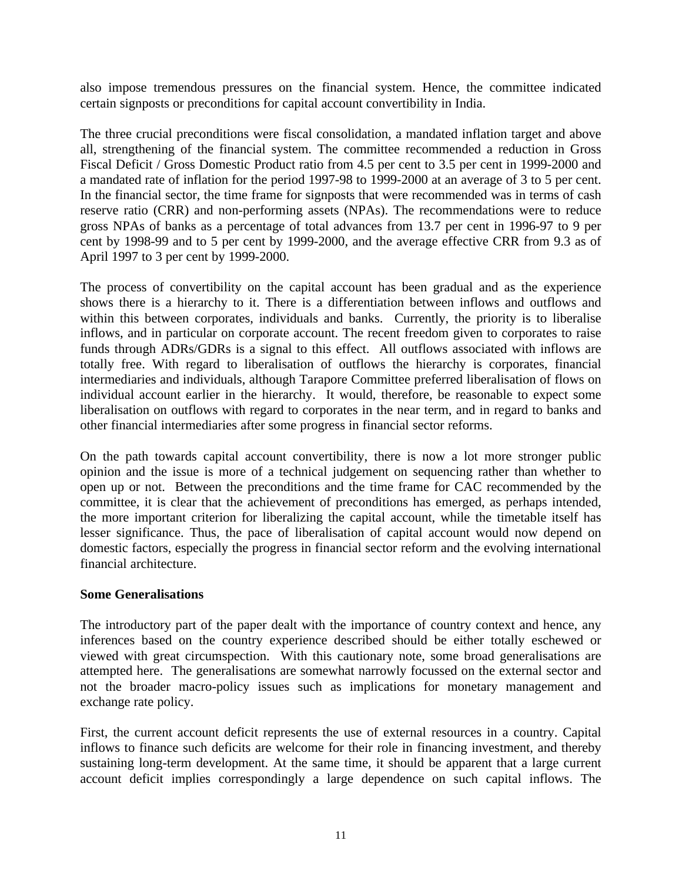also impose tremendous pressures on the financial system. Hence, the committee indicated certain signposts or preconditions for capital account convertibility in India.

The three crucial preconditions were fiscal consolidation, a mandated inflation target and above all, strengthening of the financial system. The committee recommended a reduction in Gross Fiscal Deficit / Gross Domestic Product ratio from 4.5 per cent to 3.5 per cent in 1999-2000 and a mandated rate of inflation for the period 1997-98 to 1999-2000 at an average of 3 to 5 per cent. In the financial sector, the time frame for signposts that were recommended was in terms of cash reserve ratio (CRR) and non-performing assets (NPAs). The recommendations were to reduce gross NPAs of banks as a percentage of total advances from 13.7 per cent in 1996-97 to 9 per cent by 1998-99 and to 5 per cent by 1999-2000, and the average effective CRR from 9.3 as of April 1997 to 3 per cent by 1999-2000.

The process of convertibility on the capital account has been gradual and as the experience shows there is a hierarchy to it. There is a differentiation between inflows and outflows and within this between corporates, individuals and banks. Currently, the priority is to liberalise inflows, and in particular on corporate account. The recent freedom given to corporates to raise funds through ADRs/GDRs is a signal to this effect. All outflows associated with inflows are totally free. With regard to liberalisation of outflows the hierarchy is corporates, financial intermediaries and individuals, although Tarapore Committee preferred liberalisation of flows on individual account earlier in the hierarchy. It would, therefore, be reasonable to expect some liberalisation on outflows with regard to corporates in the near term, and in regard to banks and other financial intermediaries after some progress in financial sector reforms.

On the path towards capital account convertibility, there is now a lot more stronger public opinion and the issue is more of a technical judgement on sequencing rather than whether to open up or not. Between the preconditions and the time frame for CAC recommended by the committee, it is clear that the achievement of preconditions has emerged, as perhaps intended, the more important criterion for liberalizing the capital account, while the timetable itself has lesser significance. Thus, the pace of liberalisation of capital account would now depend on domestic factors, especially the progress in financial sector reform and the evolving international financial architecture.

**Some Generalisations**

The introductory part of the paper dealt with the importance of country context and hence, any inferences based on the country experience described should be either totally eschewed or viewed with great circumspection. With this cautionary note, some broad generalisations are attempted here. The generalisations are somewhat narrowly focussed on the external sector and not the broader macro-policy issues such as implications for monetary management and exchange rate policy.

First, the current account deficit represents the use of external resources in a country. Capital inflows to finance such deficits are welcome for their role in financing investment, and thereby sustaining long-term development. At the same time, it should be apparent that a large current account deficit implies correspondingly a large dependence on such capital inflows. The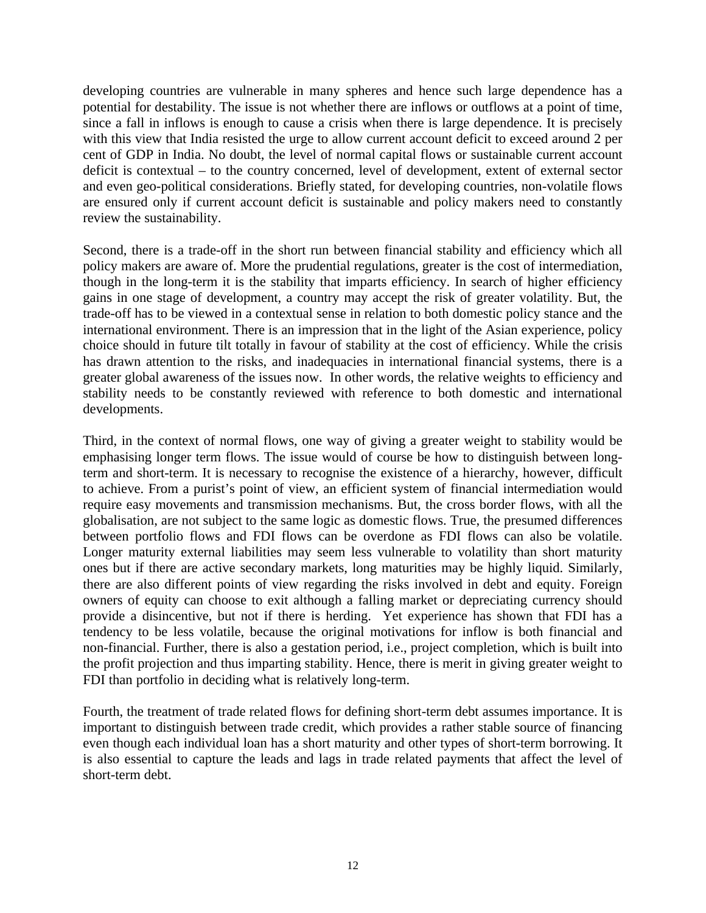developing countries are vulnerable in many spheres and hence such large dependence has a potential for destability. The issue is not whether there are inflows or outflows at a point of time, since a fall in inflows is enough to cause a crisis when there is large dependence. It is precisely with this view that India resisted the urge to allow current account deficit to exceed around 2 per cent of GDP in India. No doubt, the level of normal capital flows or sustainable current account deficit is contextual – to the country concerned, level of development, extent of external sector and even geo-political considerations. Briefly stated, for developing countries, non-volatile flows are ensured only if current account deficit is sustainable and policy makers need to constantly review the sustainability.

Second, there is a trade-off in the short run between financial stability and efficiency which all policy makers are aware of. More the prudential regulations, greater is the cost of intermediation, though in the long-term it is the stability that imparts efficiency. In search of higher efficiency gains in one stage of development, a country may accept the risk of greater volatility. But, the trade-off has to be viewed in a contextual sense in relation to both domestic policy stance and the international environment. There is an impression that in the light of the Asian experience, policy choice should in future tilt totally in favour of stability at the cost of efficiency. While the crisis has drawn attention to the risks, and inadequacies in international financial systems, there is a greater global awareness of the issues now. In other words, the relative weights to efficiency and stability needs to be constantly reviewed with reference to both domestic and international developments.

Third, in the context of normal flows, one way of giving a greater weight to stability would be emphasising longer term flows. The issue would of course be how to distinguish between long-term and short-term. It is necessary to recognise the existence of a hierarchy, however, difficult to achieve. From a purist's point of view, an efficient system of financial intermediation would require easy movements and transmission mechanisms. But, the cross border flows, with all the globalisation, are not subject to the same logic as domestic flows. True, the presumed differences between portfolio flows and FDI flows can be overdone as FDI flows can also be volatile. Longer maturity external liabilities may seem less vulnerable to volatility than short maturity ones but if there are active secondary markets, long maturities may be highly liquid. Similarly, there are also different points of view regarding the risks involved in debt and equity. Foreign owners of equity can choose to exit although a falling market or depreciating currency should provide a disincentive, but not if there is herding. Yet experience has shown that FDI has a tendency to be less volatile, because the original motivations for inflow is both financial and non-financial. Further, there is also a gestation period, i.e., project completion, which is built into the profit projection and thus imparting stability. Hence, there is merit in giving greater weight to FDI than portfolio in deciding what is relatively long-term.

Fourth, the treatment of trade related flows for defining short-term debt assumes importance. It is important to distinguish between trade credit, which provides a rather stable source of financing even though each individual loan has a short maturity and other types of short-term borrowing. It is also essential to capture the leads and lags in trade related payments that affect the level of short-term debt.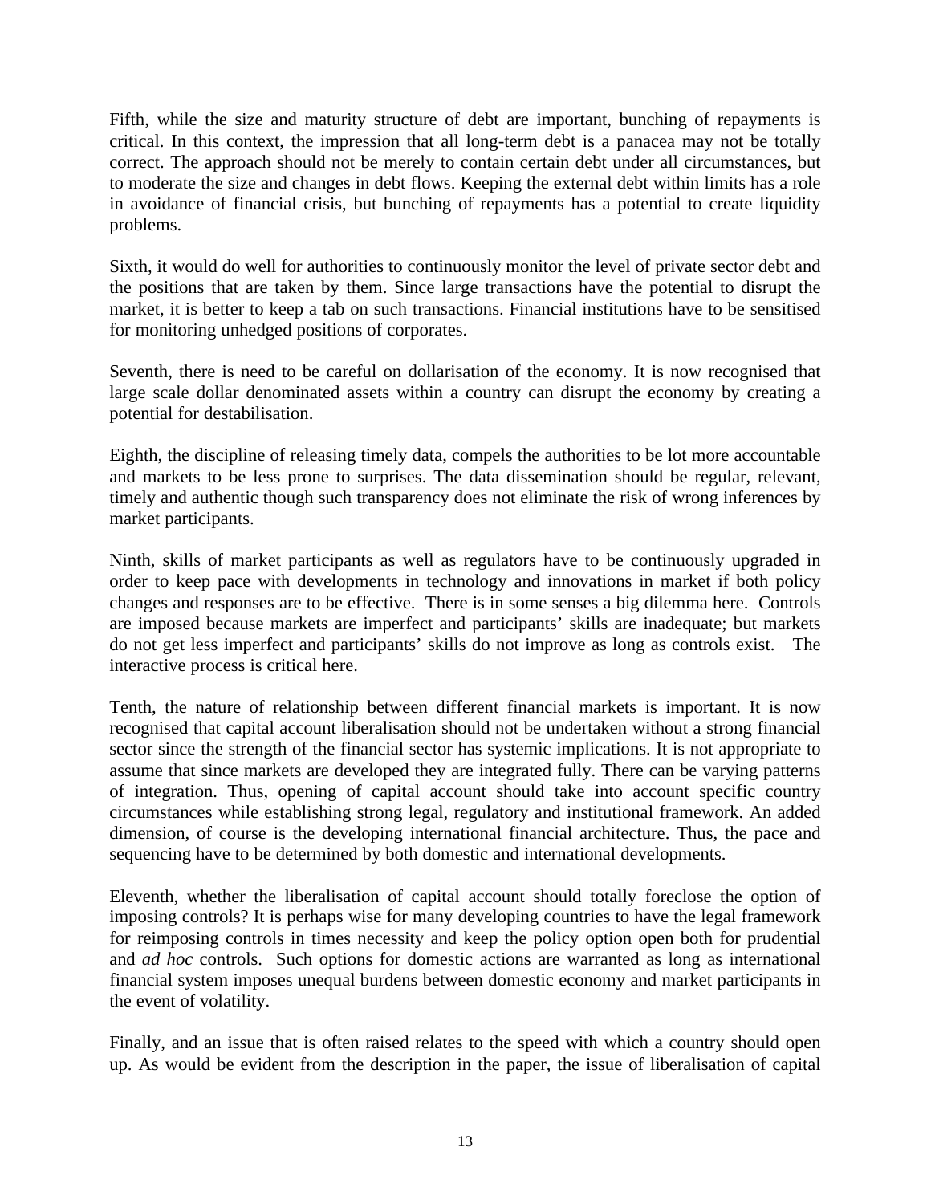Fifth, while the size and maturity structure of debt are important, bunching of repayments is critical. In this context, the impression that all long-term debt is a panacea may not be totally correct. The approach should not be merely to contain certain debt under all circumstances, but to moderate the size and changes in debt flows. Keeping the external debt within limits has a role in avoidance of financial crisis, but bunching of repayments has a potential to create liquidity problems.

Sixth, it would do well for authorities to continuously monitor the level of private sector debt and the positions that are taken by them. Since large transactions have the potential to disrupt the market, it is better to keep a tab on such transactions. Financial institutions have to be sensitised for monitoring unhedged positions of corporates.

Seventh, there is need to be careful on dollarisation of the economy. It is now recognised that large scale dollar denominated assets within a country can disrupt the economy by creating a potential for destabilisation.

Eighth, the discipline of releasing timely data, compels the authorities to be lot more accountable and markets to be less prone to surprises. The data dissemination should be regular, relevant, timely and authentic though such transparency does not eliminate the risk of wrong inferences by market participants.

Ninth, skills of market participants as well as regulators have to be continuously upgraded in order to keep pace with developments in technology and innovations in market if both policy changes and responses are to be effective. There is in some senses a big dilemma here. Controls are imposed because markets are imperfect and participants' skills are inadequate; but markets do not get less imperfect and participants' skills do not improve as long as controls exist. The interactive process is critical here.

Tenth, the nature of relationship between different financial markets is important. It is now recognised that capital account liberalisation should not be undertaken without a strong financial sector since the strength of the financial sector has systemic implications. It is not appropriate to assume that since markets are developed they are integrated fully. There can be varying patterns of integration. Thus, opening of capital account should take into account specific country circumstances while establishing strong legal, regulatory and institutional framework. An added dimension, of course is the developing international financial architecture. Thus, the pace and sequencing have to be determined by both domestic and international developments.

Eleventh, whether the liberalisation of capital account should totally foreclose the option of imposing controls? It is perhaps wise for many developing countries to have the legal framework for reimposing controls in times necessity and keep the policy option open both for prudential and *ad hoc* controls. Such options for domestic actions are warranted as long as international financial system imposes unequal burdens between domestic economy and market participants in the event of volatility.

Finally, and an issue that is often raised relates to the speed with which a country should open up. As would be evident from the description in the paper, the issue of liberalisation of capital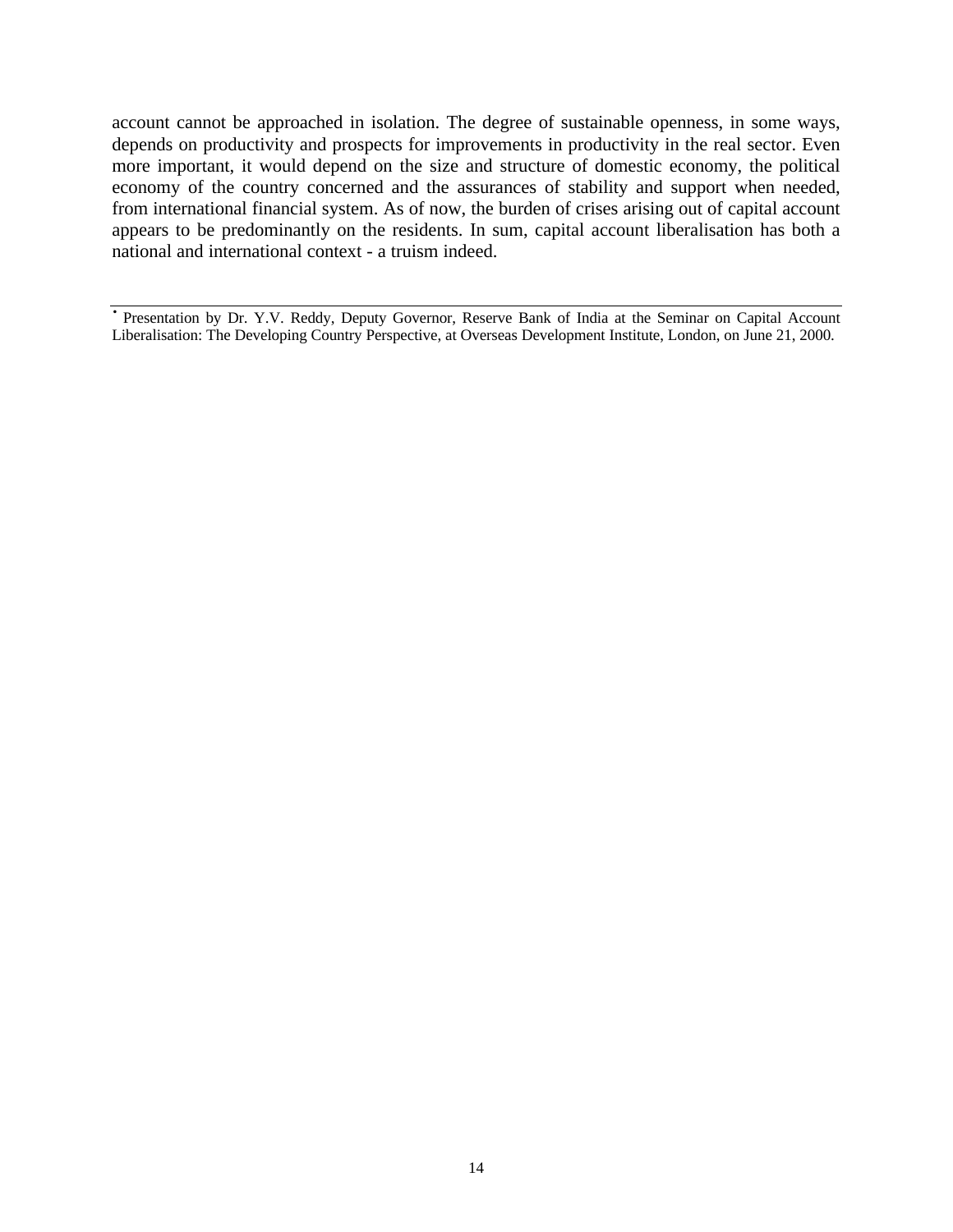account cannot be approached in isolation. The degree of sustainable openness, in some ways, depends on productivity and prospects for improvements in productivity in the real sector. Even more important, it would depend on the size and structure of domestic economy, the political economy of the country concerned and the assurances of stability and support when needed, from international financial system. As of now, the burden of crises arising out of capital account appears to be predominantly on the residents. In sum, capital account liberalisation has both a national and international context - a truism indeed.

---

• Presentation by Dr. Y.V. Reddy, Deputy Governor, Reserve Bank of India at the Seminar on Capital Account Liberalisation: The Developing Country Perspective, at Overseas Development Institute, London, on June 21, 2000.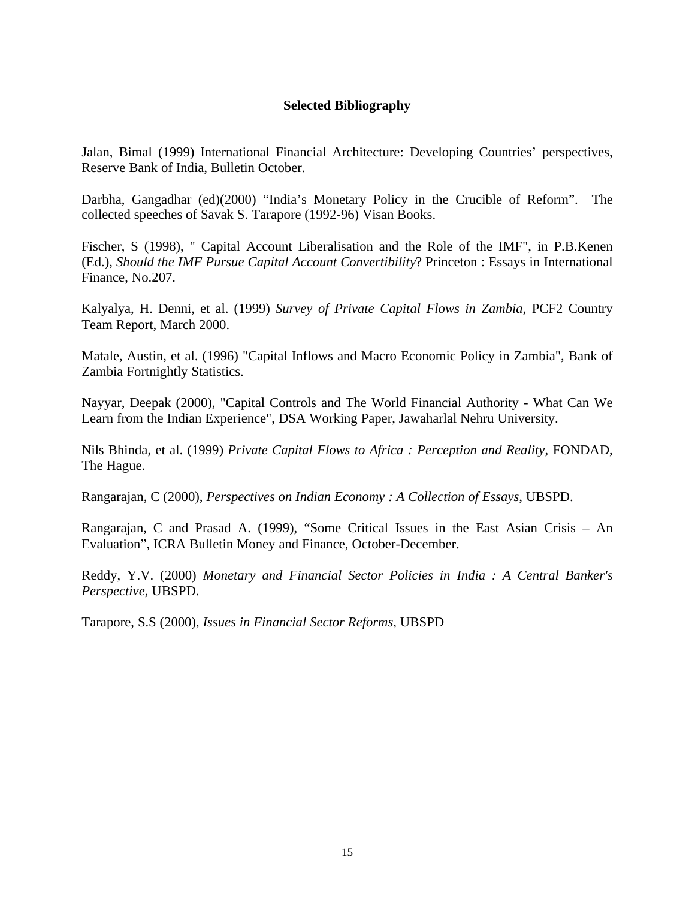## Selected Bibliography

Jalan, Bimal (1999) International Financial Architecture: Developing Countries' perspectives, Reserve Bank of India, Bulletin October.

Darbha, Gangadhar (ed)(2000) "India's Monetary Policy in the Crucible of Reform". The collected speeches of Savak S. Tarapore (1992-96) Visan Books.

Fischer, S (1998), " Capital Account Liberalisation and the Role of the IMF", in P.B.Kenen (Ed.), *Should the IMF Pursue Capital Account Convertibility*? Princeton : Essays in International Finance, No.207.

Kalyalya, H. Denni, et al. (1999) *Survey of Private Capital Flows in Zambia*, PCF2 Country Team Report, March 2000.

Matale, Austin, et al. (1996) "Capital Inflows and Macro Economic Policy in Zambia", Bank of Zambia Fortnightly Statistics.

Nayyar, Deepak (2000), "Capital Controls and The World Financial Authority - What Can We Learn from the Indian Experience", DSA Working Paper, Jawaharlal Nehru University.

Nils Bhinda, et al. (1999) *Private Capital Flows to Africa : Perception and Reality*, FONDAD, The Hague.

Rangarajan, C (2000), *Perspectives on Indian Economy : A Collection of Essays*, UBSPD.

Rangarajan, C and Prasad A. (1999), "Some Critical Issues in the East Asian Crisis – An Evaluation", ICRA Bulletin Money and Finance, October-December.

Reddy, Y.V. (2000) *Monetary and Financial Sector Policies in India : A Central Banker's Perspective*, UBSPD.

Tarapore, S.S (2000), *Issues in Financial Sector Reforms*, UBSPD